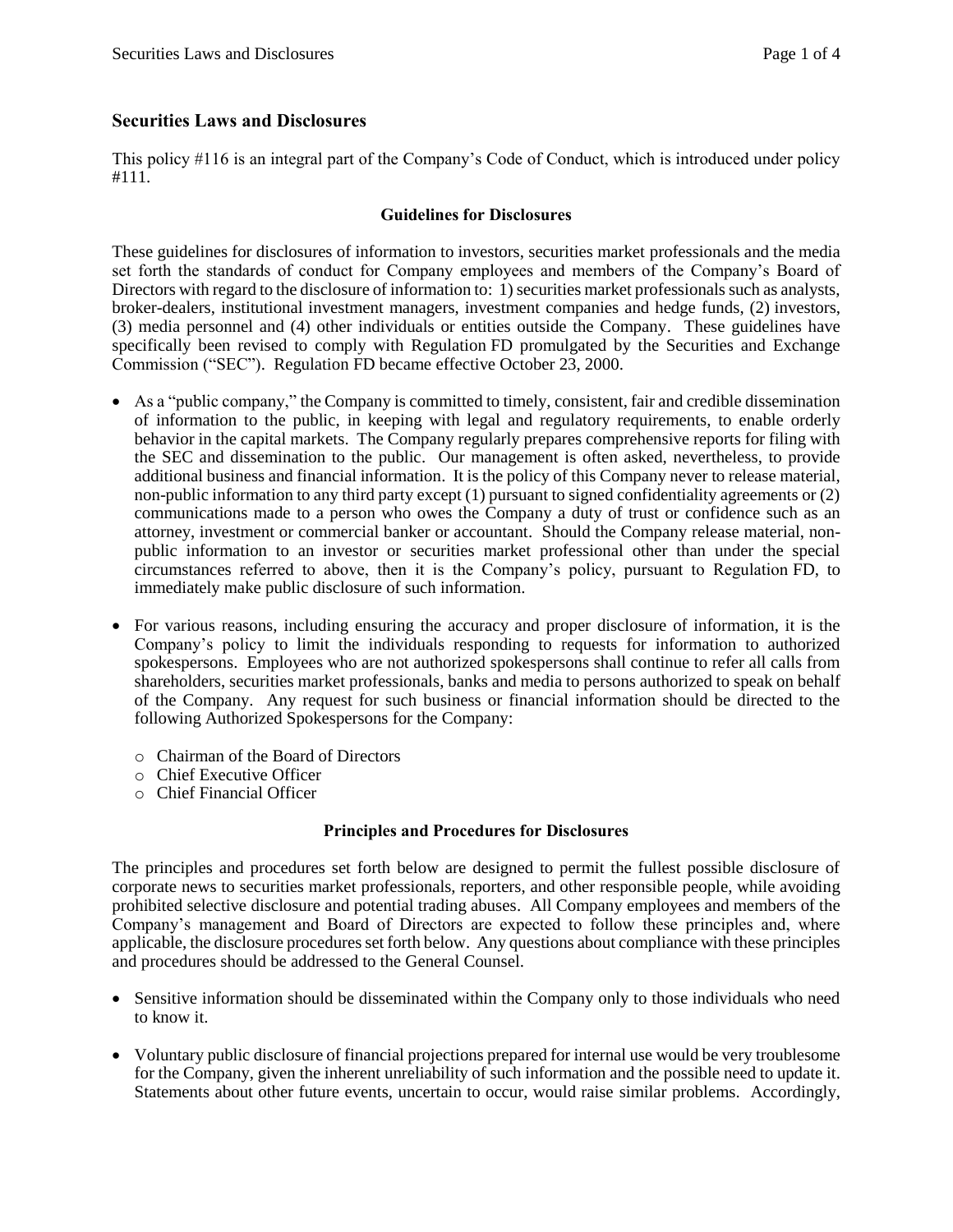## Securities Laws and Disclosures

This policy #116 is an integral part of the Company's Code of Conduct, which is introduced under policy #111.

### Guidelines for Disclosures

These guidelines for disclosures of information to investors, securities market professionals and the media set forth the standards of conduct for Company employees and members of the Company's Board of Directors with regard to the disclosure of information to: 1) securities market professionals such as analysts, broker-dealers, institutional investment managers, investment companies and hedge funds, (2) investors, (3) media personnel and (4) other individuals or entities outside the Company. These guidelines have specifically been revised to comply with Regulation FD promulgated by the Securities and Exchange Commission ("SEC"). Regulation FD became effective October 23, 2000.

- As a "public company," the Company is committed to timely, consistent, fair and credible dissemination of information to the public, in keeping with legal and regulatory requirements, to enable orderly behavior in the capital markets. The Company regularly prepares comprehensive reports for filing with the SEC and dissemination to the public. Our management is often asked, nevertheless, to provide additional business and financial information. It is the policy of this Company never to release material, non-public information to any third party except (1) pursuant to signed confidentiality agreements or (2) communications made to a person who owes the Company a duty of trust or confidence such as an attorney, investment or commercial banker or accountant. Should the Company release material, non-public information to an investor or securities market professional other than under the special circumstances referred to above, then it is the Company's policy, pursuant to Regulation FD, to immediately make public disclosure of such information.

- For various reasons, including ensuring the accuracy and proper disclosure of information, it is the Company's policy to limit the individuals responding to requests for information to authorized spokespersons. Employees who are not authorized spokespersons shall continue to refer all calls from shareholders, securities market professionals, banks and media to persons authorized to speak on behalf of the Company. Any request for such business or financial information should be directed to the following Authorized Spokespersons for the Company:

    - Chairman of the Board of Directors
    - Chief Executive Officer
    - Chief Financial Officer

### Principles and Procedures for Disclosures

The principles and procedures set forth below are designed to permit the fullest possible disclosure of corporate news to securities market professionals, reporters, and other responsible people, while avoiding prohibited selective disclosure and potential trading abuses. All Company employees and members of the Company's management and Board of Directors are expected to follow these principles and, where applicable, the disclosure procedures set forth below. Any questions about compliance with these principles and procedures should be addressed to the General Counsel.

- Sensitive information should be disseminated within the Company only to those individuals who need to know it.

- Voluntary public disclosure of financial projections prepared for internal use would be very troublesome for the Company, given the inherent unreliability of such information and the possible need to update it. Statements about other future events, uncertain to occur, would raise similar problems. Accordingly,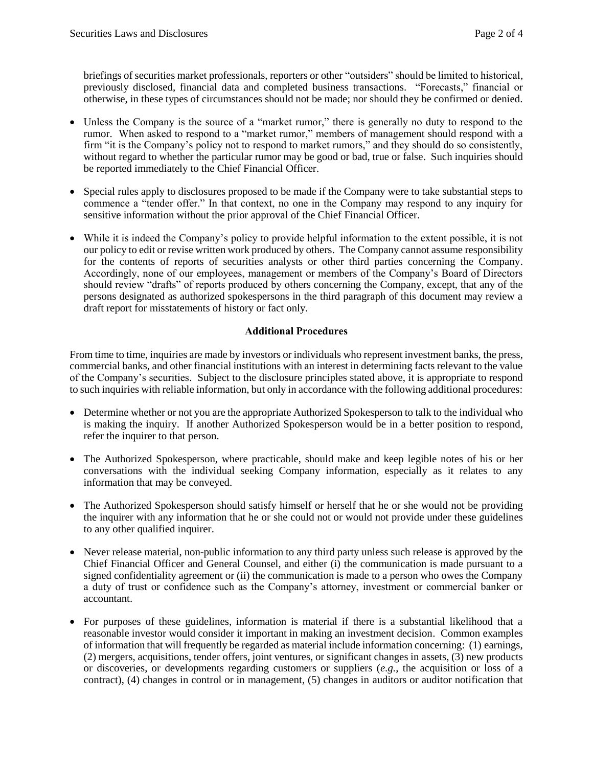briefings of securities market professionals, reporters or other "outsiders" should be limited to historical, previously disclosed, financial data and completed business transactions. "Forecasts," financial or otherwise, in these types of circumstances should not be made; nor should they be confirmed or denied.

- Unless the Company is the source of a "market rumor," there is generally no duty to respond to the rumor. When asked to respond to a "market rumor," members of management should respond with a firm "it is the Company's policy not to respond to market rumors," and they should do so consistently, without regard to whether the particular rumor may be good or bad, true or false. Such inquiries should be reported immediately to the Chief Financial Officer.

- Special rules apply to disclosures proposed to be made if the Company were to take substantial steps to commence a "tender offer." In that context, no one in the Company may respond to any inquiry for sensitive information without the prior approval of the Chief Financial Officer.

- While it is indeed the Company's policy to provide helpful information to the extent possible, it is not our policy to edit or revise written work produced by others. The Company cannot assume responsibility for the contents of reports of securities analysts or other third parties concerning the Company. Accordingly, none of our employees, management or members of the Company's Board of Directors should review "drafts" of reports produced by others concerning the Company, except, that any of the persons designated as authorized spokespersons in the third paragraph of this document may review a draft report for misstatements of history or fact only.

**Additional Procedures**

From time to time, inquiries are made by investors or individuals who represent investment banks, the press, commercial banks, and other financial institutions with an interest in determining facts relevant to the value of the Company's securities. Subject to the disclosure principles stated above, it is appropriate to respond to such inquiries with reliable information, but only in accordance with the following additional procedures:

- Determine whether or not you are the appropriate Authorized Spokesperson to talk to the individual who is making the inquiry. If another Authorized Spokesperson would be in a better position to respond, refer the inquirer to that person.

- The Authorized Spokesperson, where practicable, should make and keep legible notes of his or her conversations with the individual seeking Company information, especially as it relates to any information that may be conveyed.

- The Authorized Spokesperson should satisfy himself or herself that he or she would not be providing the inquirer with any information that he or she could not or would not provide under these guidelines to any other qualified inquirer.

- Never release material, non-public information to any third party unless such release is approved by the Chief Financial Officer and General Counsel, and either (i) the communication is made pursuant to a signed confidentiality agreement or (ii) the communication is made to a person who owes the Company a duty of trust or confidence such as the Company's attorney, investment or commercial banker or accountant.

- For purposes of these guidelines, information is material if there is a substantial likelihood that a reasonable investor would consider it important in making an investment decision. Common examples of information that will frequently be regarded as material include information concerning: (1) earnings, (2) mergers, acquisitions, tender offers, joint ventures, or significant changes in assets, (3) new products or discoveries, or developments regarding customers or suppliers (*e.g.*, the acquisition or loss of a contract), (4) changes in control or in management, (5) changes in auditors or auditor notification that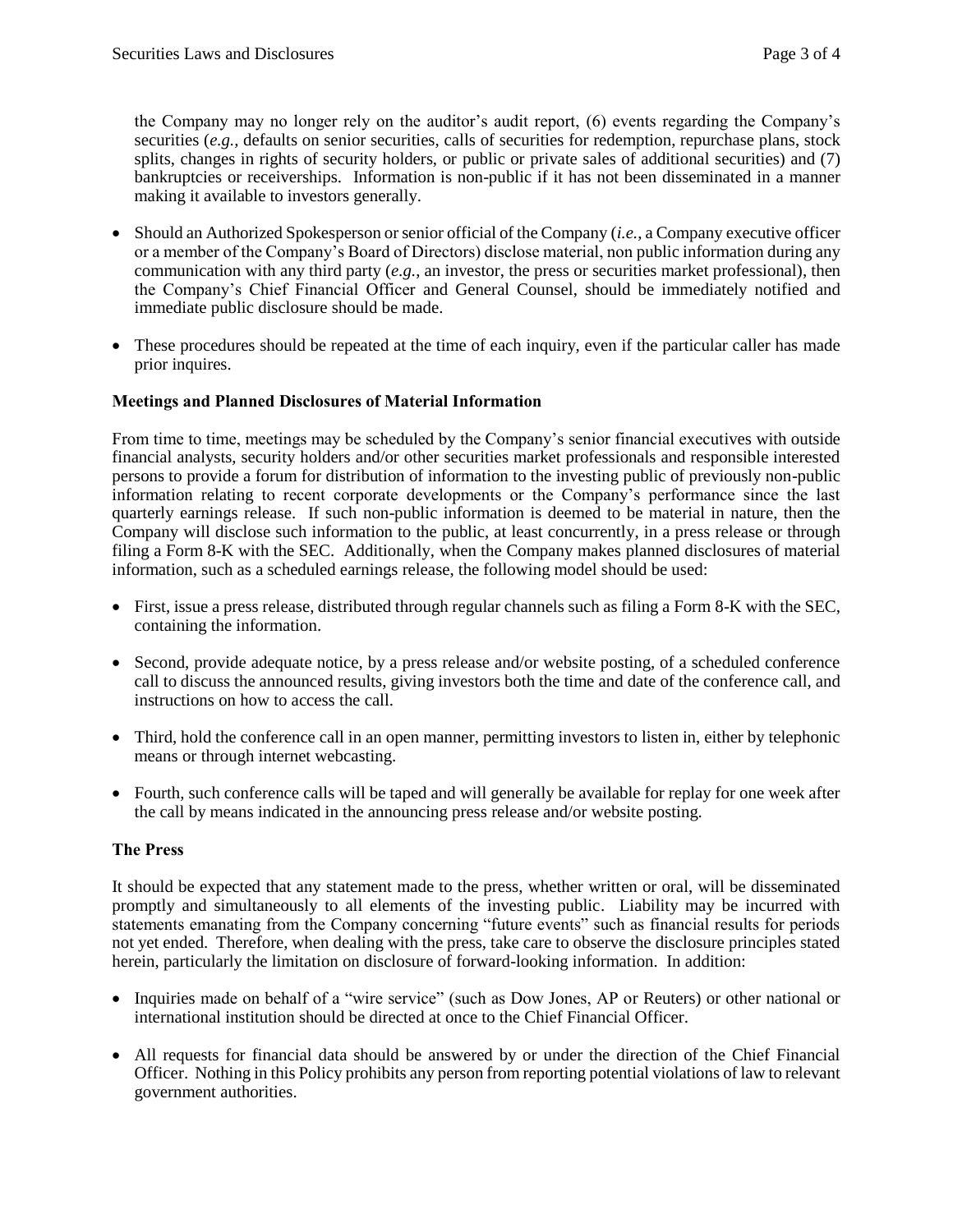the Company may no longer rely on the auditor's audit report, (6) events regarding the Company's securities (*e.g.*, defaults on senior securities, calls of securities for redemption, repurchase plans, stock splits, changes in rights of security holders, or public or private sales of additional securities) and (7) bankruptcies or receiverships. Information is non-public if it has not been disseminated in a manner making it available to investors generally.

- Should an Authorized Spokesperson or senior official of the Company (*i.e.*, a Company executive officer or a member of the Company's Board of Directors) disclose material, non public information during any communication with any third party (*e.g.*, an investor, the press or securities market professional), then the Company's Chief Financial Officer and General Counsel, should be immediately notified and immediate public disclosure should be made.
- These procedures should be repeated at the time of each inquiry, even if the particular caller has made prior inquires.

**Meetings and Planned Disclosures of Material Information**

From time to time, meetings may be scheduled by the Company's senior financial executives with outside financial analysts, security holders and/or other securities market professionals and responsible interested persons to provide a forum for distribution of information to the investing public of previously non-public information relating to recent corporate developments or the Company's performance since the last quarterly earnings release. If such non-public information is deemed to be material in nature, then the Company will disclose such information to the public, at least concurrently, in a press release or through filing a Form 8-K with the SEC. Additionally, when the Company makes planned disclosures of material information, such as a scheduled earnings release, the following model should be used:

- First, issue a press release, distributed through regular channels such as filing a Form 8-K with the SEC, containing the information.
- Second, provide adequate notice, by a press release and/or website posting, of a scheduled conference call to discuss the announced results, giving investors both the time and date of the conference call, and instructions on how to access the call.
- Third, hold the conference call in an open manner, permitting investors to listen in, either by telephonic means or through internet webcasting.
- Fourth, such conference calls will be taped and will generally be available for replay for one week after the call by means indicated in the announcing press release and/or website posting.

**The Press**

It should be expected that any statement made to the press, whether written or oral, will be disseminated promptly and simultaneously to all elements of the investing public. Liability may be incurred with statements emanating from the Company concerning "future events" such as financial results for periods not yet ended. Therefore, when dealing with the press, take care to observe the disclosure principles stated herein, particularly the limitation on disclosure of forward-looking information. In addition:

- Inquiries made on behalf of a "wire service" (such as Dow Jones, AP or Reuters) or other national or international institution should be directed at once to the Chief Financial Officer.
- All requests for financial data should be answered by or under the direction of the Chief Financial Officer. Nothing in this Policy prohibits any person from reporting potential violations of law to relevant government authorities.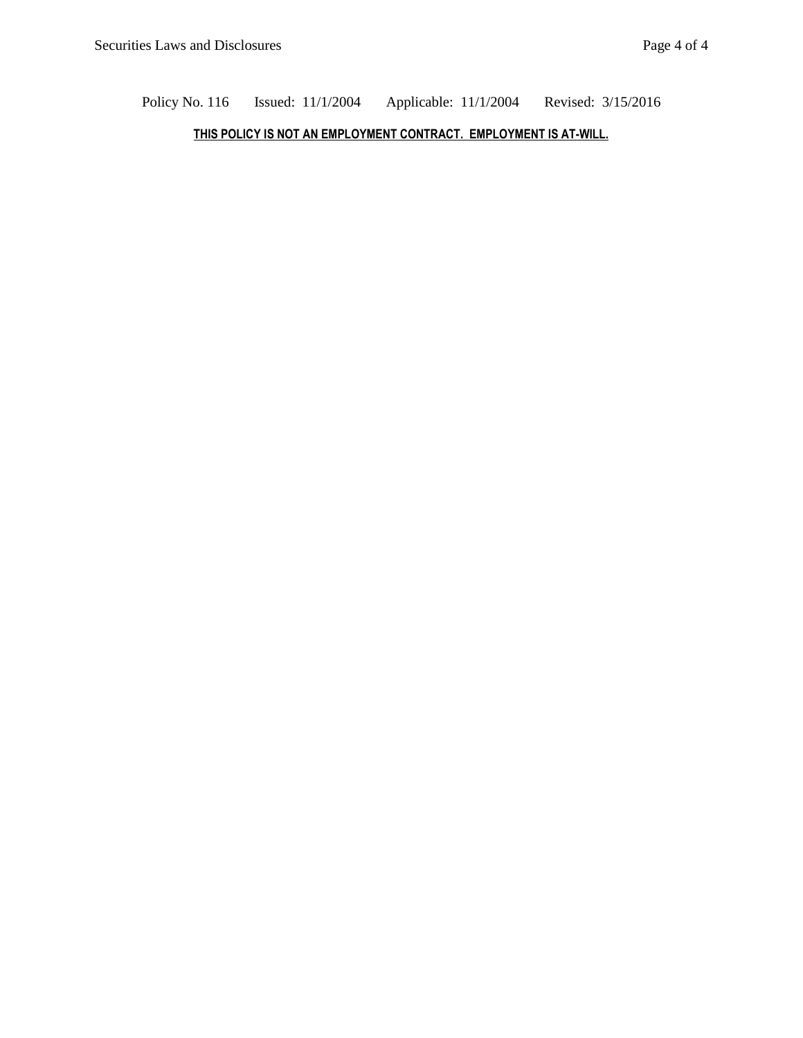Policy No. 116 Issued: 11/1/2004 Applicable: 11/1/2004 Revised: 3/15/2016

**THIS POLICY IS NOT AN EMPLOYMENT CONTRACT. EMPLOYMENT IS AT-WILL.**